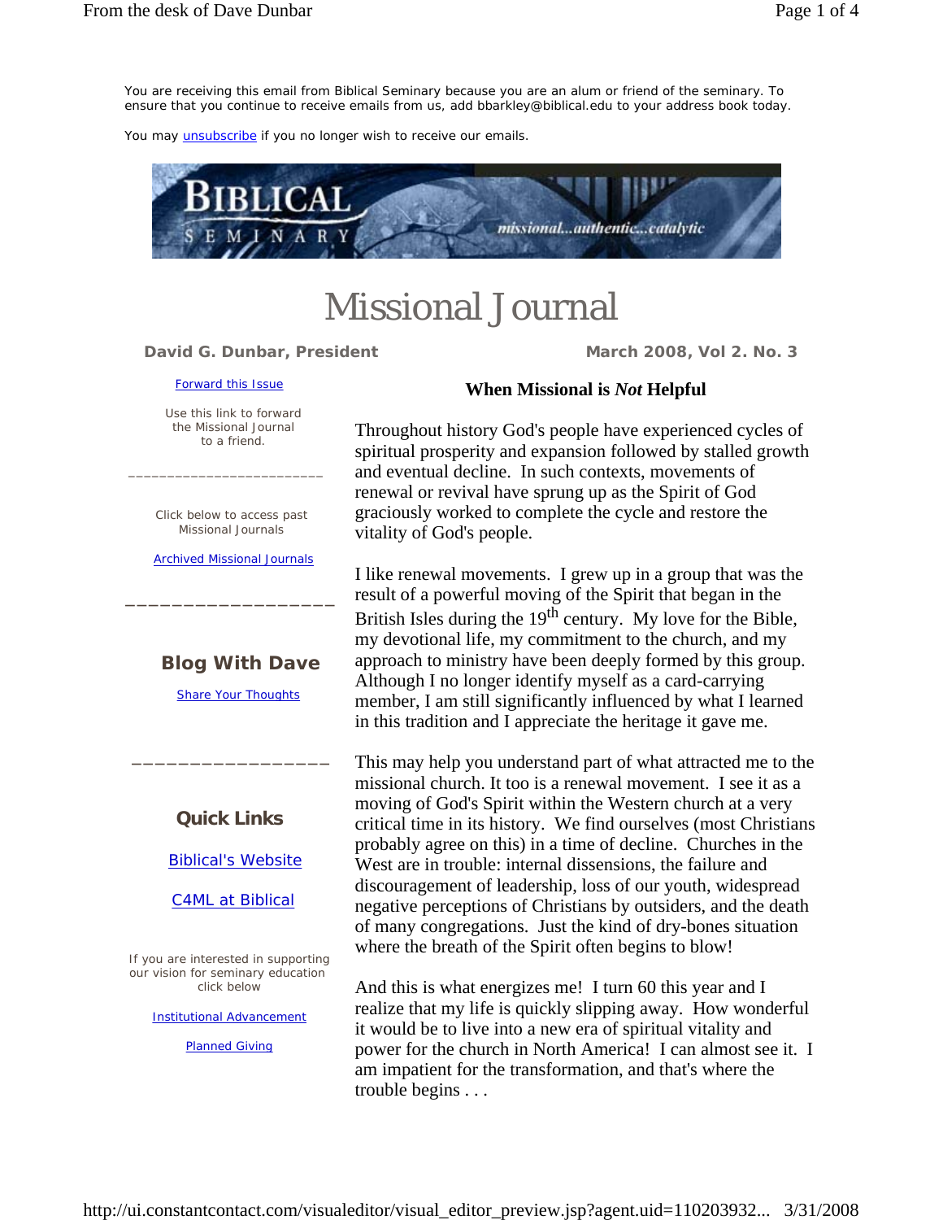You are receiving this email from Biblical Seminary because you are an alum or friend of the seminary. To ensure that you continue to receive emails from us, add bbarkley@biblical.edu to your address book today.

You may unsubscribe if you no longer wish to receive our emails.

BIBLICAL SEMINARY — missional...authentic...catalytic

# Missional Journal

**David G. Dunbar, President**

**March 2008, Vol 2. No. 3**

Forward this Issue

Use this link to forward the Missional Journal to a friend.

Click below to access past Missional Journals

Archived Missional Journals

### Blog With Dave

Share Your Thoughts

### Quick Links

Biblical's Website

C4ML at Biblical

If you are interested in supporting our vision for seminary education click below

Institutional Advancement

Planned Giving

## When Missional is *Not* Helpful

Throughout history God's people have experienced cycles of spiritual prosperity and expansion followed by stalled growth and eventual decline. In such contexts, movements of renewal or revival have sprung up as the Spirit of God graciously worked to complete the cycle and restore the vitality of God's people.

I like renewal movements. I grew up in a group that was the result of a powerful moving of the Spirit that began in the British Isles during the 19th century. My love for the Bible, my devotional life, my commitment to the church, and my approach to ministry have been deeply formed by this group. Although I no longer identify myself as a card-carrying member, I am still significantly influenced by what I learned in this tradition and I appreciate the heritage it gave me.

This may help you understand part of what attracted me to the missional church. It too is a renewal movement. I see it as a moving of God's Spirit within the Western church at a very critical time in its history. We find ourselves (most Christians probably agree on this) in a time of decline. Churches in the West are in trouble: internal dissensions, the failure and discouragement of leadership, loss of our youth, widespread negative perceptions of Christians by outsiders, and the death of many congregations. Just the kind of dry-bones situation where the breath of the Spirit often begins to blow!

And this is what energizes me! I turn 60 this year and I realize that my life is quickly slipping away. How wonderful it would be to live into a new era of spiritual vitality and power for the church in North America! I can almost see it. I am impatient for the transformation, and that's where the trouble begins . . .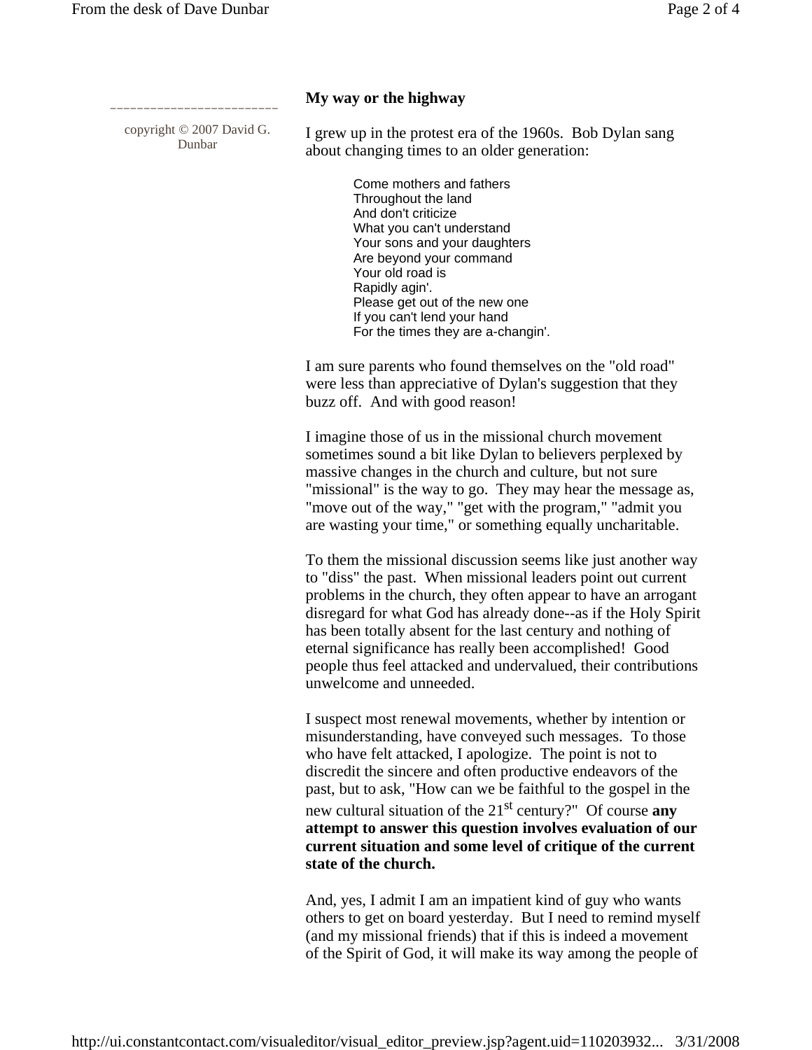copyright © 2007 David G. Dunbar

### My way or the highway

I grew up in the protest era of the 1960s. Bob Dylan sang about changing times to an older generation:

> Come mothers and fathers
> Throughout the land
> And don't criticize
> What you can't understand
> Your sons and your daughters
> Are beyond your command
> Your old road is
> Rapidly agin'.
> Please get out of the new one
> If you can't lend your hand
> For the times they are a-changin'.

I am sure parents who found themselves on the "old road" were less than appreciative of Dylan's suggestion that they buzz off. And with good reason!

I imagine those of us in the missional church movement sometimes sound a bit like Dylan to believers perplexed by massive changes in the church and culture, but not sure "missional" is the way to go. They may hear the message as, "move out of the way," "get with the program," "admit you are wasting your time," or something equally uncharitable.

To them the missional discussion seems like just another way to "diss" the past. When missional leaders point out current problems in the church, they often appear to have an arrogant disregard for what God has already done--as if the Holy Spirit has been totally absent for the last century and nothing of eternal significance has really been accomplished! Good people thus feel attacked and undervalued, their contributions unwelcome and unneeded.

I suspect most renewal movements, whether by intention or misunderstanding, have conveyed such messages. To those who have felt attacked, I apologize. The point is not to discredit the sincere and often productive endeavors of the past, but to ask, "How can we be faithful to the gospel in the new cultural situation of the 21st century?" Of course **any attempt to answer this question involves evaluation of our current situation and some level of critique of the current state of the church.**

And, yes, I admit I am an impatient kind of guy who wants others to get on board yesterday. But I need to remind myself (and my missional friends) that if this is indeed a movement of the Spirit of God, it will make its way among the people of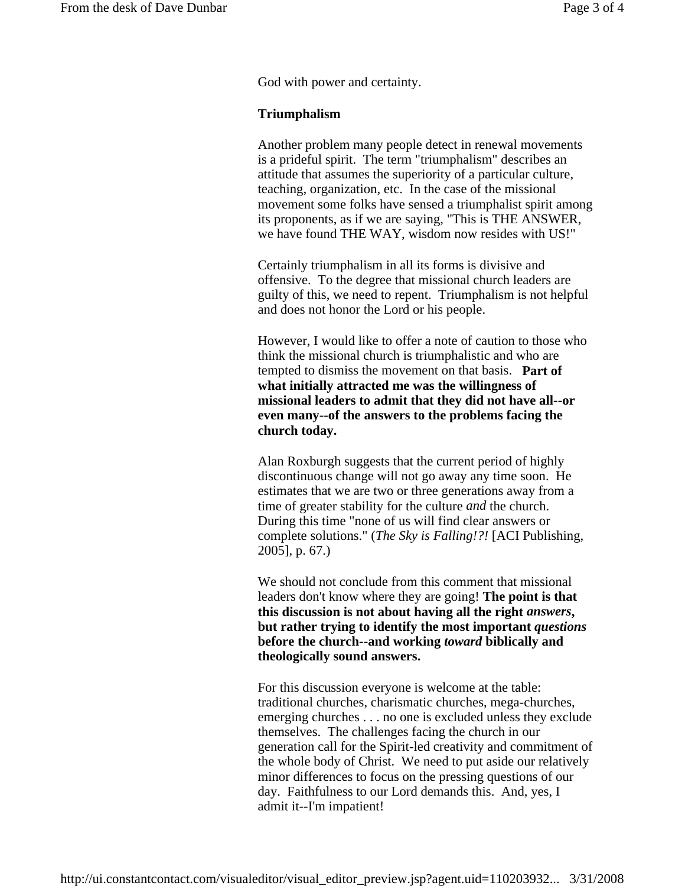God with power and certainty.

**Triumphalism**

Another problem many people detect in renewal movements is a prideful spirit. The term "triumphalism" describes an attitude that assumes the superiority of a particular culture, teaching, organization, etc. In the case of the missional movement some folks have sensed a triumphalist spirit among its proponents, as if we are saying, "This is THE ANSWER, we have found THE WAY, wisdom now resides with US!"

Certainly triumphalism in all its forms is divisive and offensive. To the degree that missional church leaders are guilty of this, we need to repent. Triumphalism is not helpful and does not honor the Lord or his people.

However, I would like to offer a note of caution to those who think the missional church is triumphalistic and who are tempted to dismiss the movement on that basis. **Part of what initially attracted me was the willingness of missional leaders to admit that they did not have all--or even many--of the answers to the problems facing the church today.**

Alan Roxburgh suggests that the current period of highly discontinuous change will not go away any time soon. He estimates that we are two or three generations away from a time of greater stability for the culture *and* the church. During this time "none of us will find clear answers or complete solutions." (*The Sky is Falling!?!* [ACI Publishing, 2005], p. 67.)

We should not conclude from this comment that missional leaders don't know where they are going! **The point is that this discussion is not about having all the right *answers*, but rather trying to identify the most important *questions* before the church--and working *toward* biblically and theologically sound answers.**

For this discussion everyone is welcome at the table: traditional churches, charismatic churches, mega-churches, emerging churches . . . no one is excluded unless they exclude themselves. The challenges facing the church in our generation call for the Spirit-led creativity and commitment of the whole body of Christ. We need to put aside our relatively minor differences to focus on the pressing questions of our day. Faithfulness to our Lord demands this. And, yes, I admit it--I'm impatient!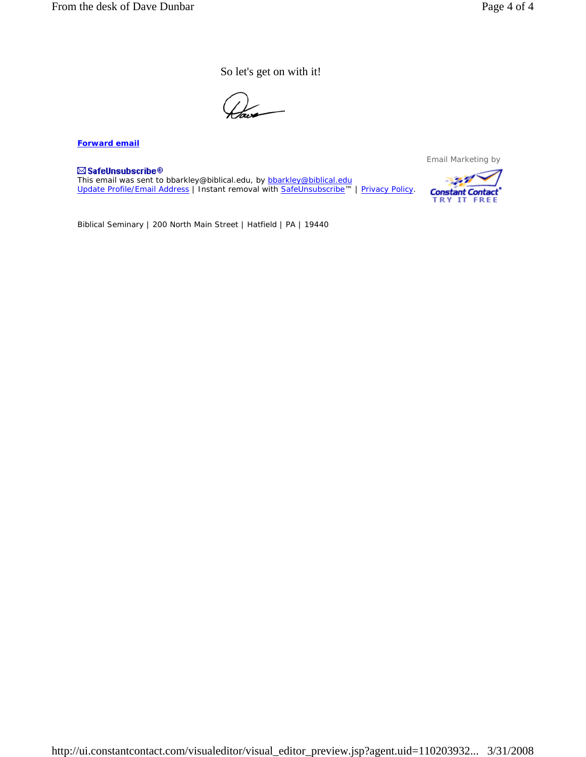So let's get on with it!

Dave

**Forward email**

Email Marketing by

SafeUnsubscribe®

This email was sent to bbarkley@biblical.edu, by bbarkley@biblical.edu

Update Profile/Email Address | Instant removal with SafeUnsubscribe™ | Privacy Policy.

Constant Contact
TRY IT FREE

Biblical Seminary | 200 North Main Street | Hatfield | PA | 19440